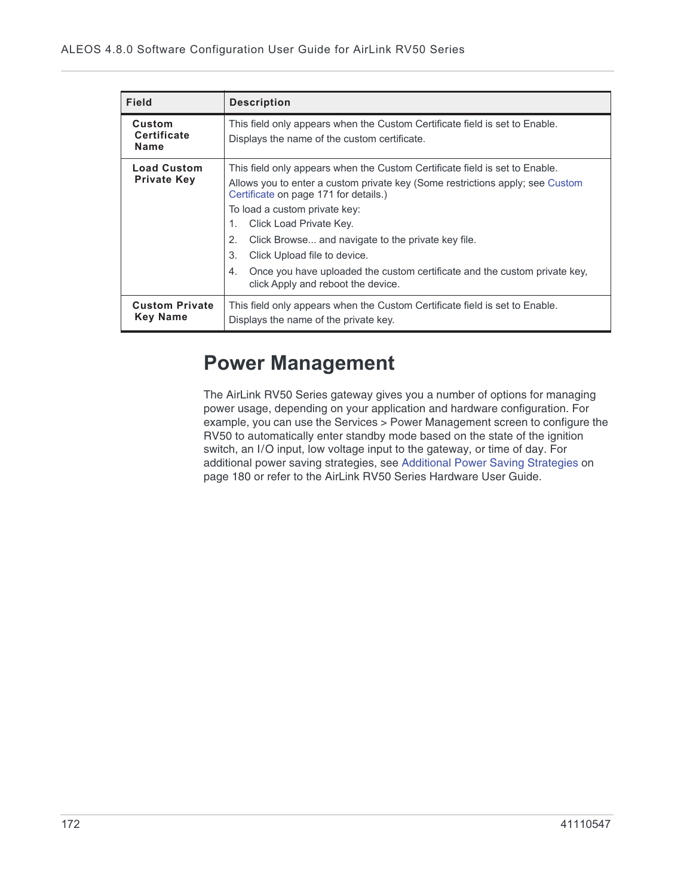| Field | Description |
|---|---|
| **Custom Certificate Name** | This field only appears when the Custom Certificate field is set to Enable.<br>Displays the name of the custom certificate. |
| **Load Custom Private Key** | This field only appears when the Custom Certificate field is set to Enable.<br>Allows you to enter a custom private key (Some restrictions apply; see Custom Certificate on page 171 for details.)<br>To load a custom private key:<br>1. Click Load Private Key.<br>2. Click Browse... and navigate to the private key file.<br>3. Click Upload file to device.<br>4. Once you have uploaded the custom certificate and the custom private key, click Apply and reboot the device. |
| **Custom Private Key Name** | This field only appears when the Custom Certificate field is set to Enable.<br>Displays the name of the private key. |

# Power Management

The AirLink RV50 Series gateway gives you a number of options for managing power usage, depending on your application and hardware configuration. For example, you can use the Services > Power Management screen to configure the RV50 to automatically enter standby mode based on the state of the ignition switch, an I/O input, low voltage input to the gateway, or time of day. For additional power saving strategies, see Additional Power Saving Strategies on page 180 or refer to the AirLink RV50 Series Hardware User Guide.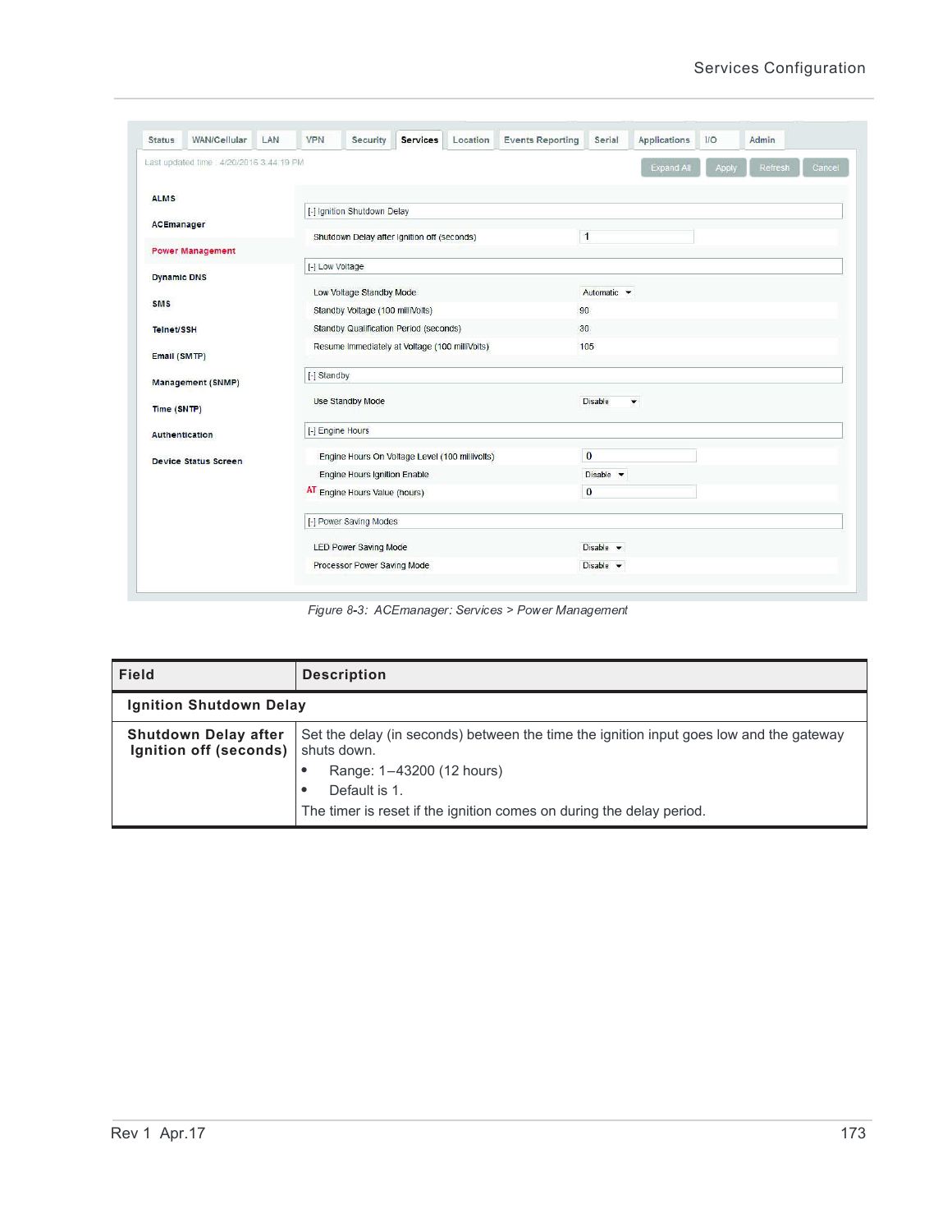Figure 8-3: ACEmanager: Services > Power Management

| Field | Description |
|---|---|
| **Ignition Shutdown Delay** | |
| **Shutdown Delay after Ignition off (seconds)** | Set the delay (in seconds) between the time the ignition input goes low and the gateway shuts down.<br>• Range: 1–43200 (12 hours)<br>• Default is 1.<br>The timer is reset if the ignition comes on during the delay period. |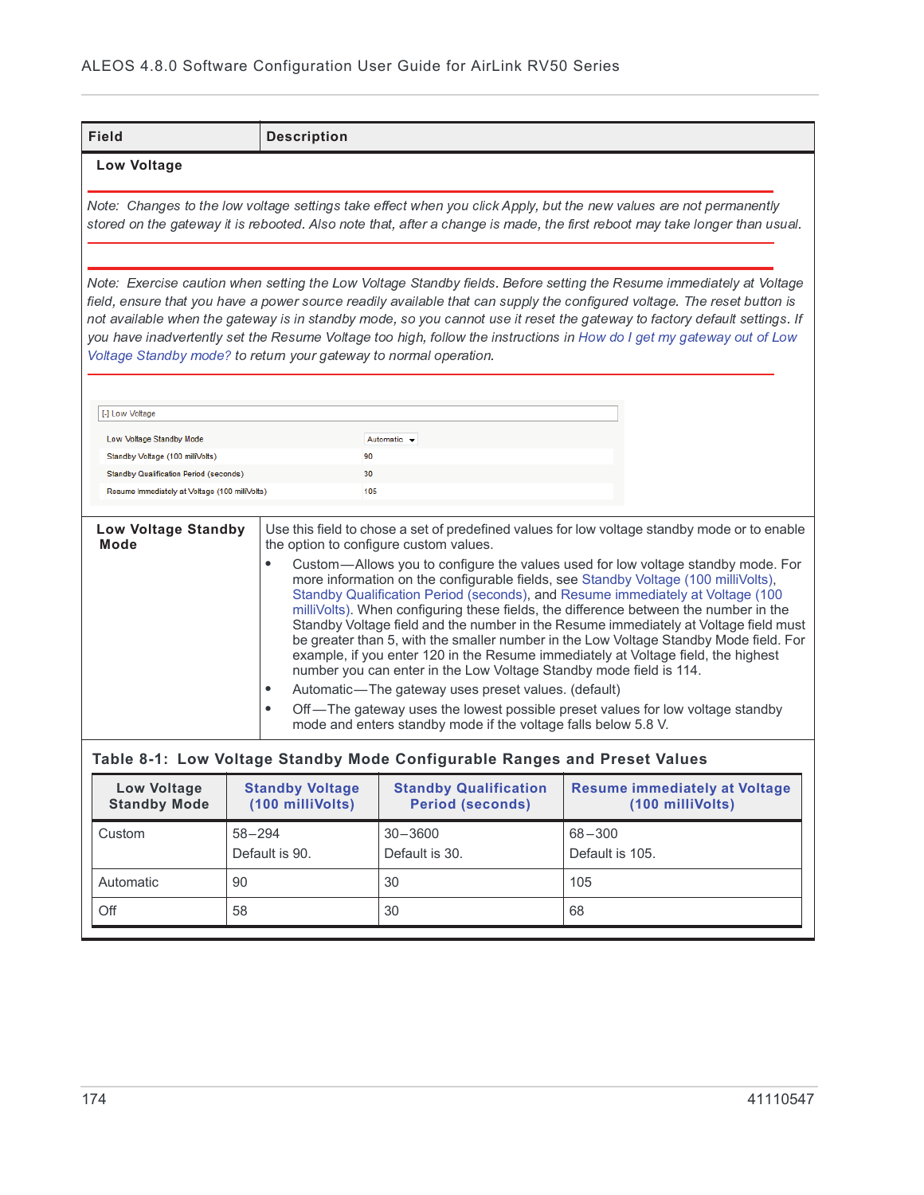| Field | Description |
|---|---|
| **Low Voltage** | |

*Note: Changes to the low voltage settings take effect when you click Apply, but the new values are not permanently stored on the gateway it is rebooted. Also note that, after a change is made, the first reboot may take longer than usual.*

*Note: Exercise caution when setting the Low Voltage Standby fields. Before setting the Resume immediately at Voltage field, ensure that you have a power source readily available that can supply the configured voltage. The reset button is not available when the gateway is in standby mode, so you cannot use it reset the gateway to factory default settings. If you have inadvertently set the Resume Voltage too high, follow the instructions in How do I get my gateway out of Low Voltage Standby mode? to return your gateway to normal operation.*

[-] Low Voltage

| | |
|---|---|
| Low Voltage Standby Mode | Automatic |
| Standby Voltage (100 milliVolts) | 90 |
| Standby Qualification Period (seconds) | 30 |
| Resume Immediately at Voltage (100 milliVolts) | 105 |

| Field | Description |
|---|---|
| **Low Voltage Standby Mode** | Use this field to chose a set of predefined values for low voltage standby mode or to enable the option to configure custom values.<br>• Custom—Allows you to configure the values used for low voltage standby mode. For more information on the configurable fields, see Standby Voltage (100 milliVolts), Standby Qualification Period (seconds), and Resume immediately at Voltage (100 milliVolts). When configuring these fields, the difference between the number in the Standby Voltage field and the number in the Resume immediately at Voltage field must be greater than 5, with the smaller number in the Low Voltage Standby Mode field. For example, if you enter 120 in the Resume immediately at Voltage field, the highest number you can enter in the Low Voltage Standby mode field is 114.<br>• Automatic—The gateway uses preset values. (default)<br>• Off—The gateway uses the lowest possible preset values for low voltage standby mode and enters standby mode if the voltage falls below 5.8 V. |

**Table 8-1: Low Voltage Standby Mode Configurable Ranges and Preset Values**

| Low Voltage Standby Mode | Standby Voltage (100 milliVolts) | Standby Qualification Period (seconds) | Resume immediately at Voltage (100 milliVolts) |
|---|---|---|---|
| Custom | 58–294<br>Default is 90. | 30–3600<br>Default is 30. | 68–300<br>Default is 105. |
| Automatic | 90 | 30 | 105 |
| Off | 58 | 30 | 68 |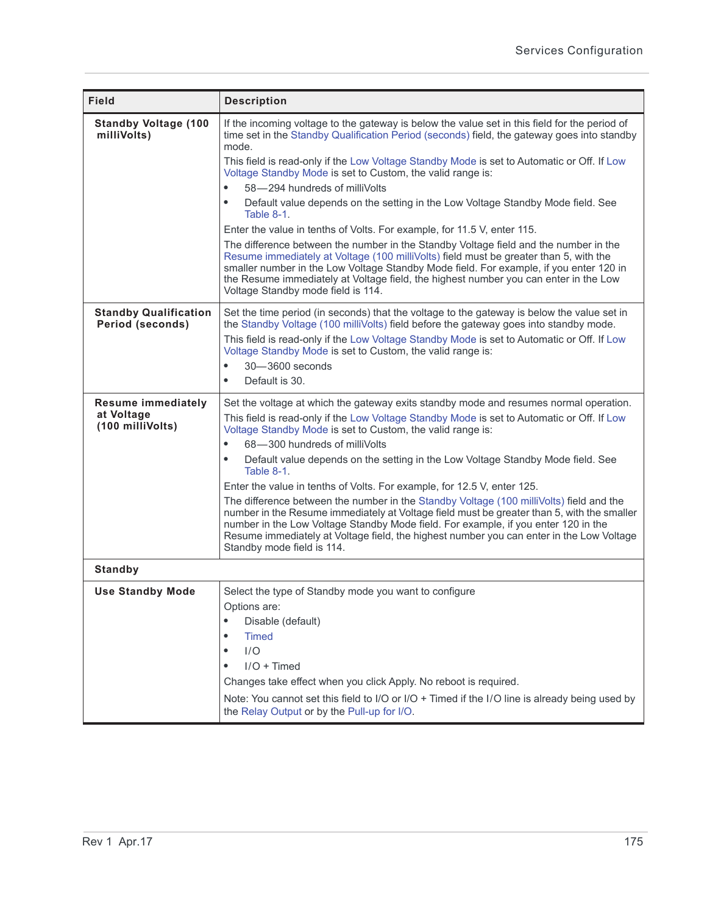| Field | Description |
|---|---|
| **Standby Voltage (100 milliVolts)** | If the incoming voltage to the gateway is below the value set in this field for the period of time set in the Standby Qualification Period (seconds) field, the gateway goes into standby mode.<br>This field is read-only if the Low Voltage Standby Mode is set to Automatic or Off. If Low Voltage Standby Mode is set to Custom, the valid range is:<br>• 58—294 hundreds of milliVolts<br>• Default value depends on the setting in the Low Voltage Standby Mode field. See Table 8-1.<br>Enter the value in tenths of Volts. For example, for 11.5 V, enter 115.<br>The difference between the number in the Standby Voltage field and the number in the Resume immediately at Voltage (100 milliVolts) field must be greater than 5, with the smaller number in the Low Voltage Standby Mode field. For example, if you enter 120 in the Resume immediately at Voltage field, the highest number you can enter in the Low Voltage Standby mode field is 114. |
| **Standby Qualification Period (seconds)** | Set the time period (in seconds) that the voltage to the gateway is below the value set in the Standby Voltage (100 milliVolts) field before the gateway goes into standby mode.<br>This field is read-only if the Low Voltage Standby Mode is set to Automatic or Off. If Low Voltage Standby Mode is set to Custom, the valid range is:<br>• 30—3600 seconds<br>• Default is 30. |
| **Resume immediately at Voltage (100 milliVolts)** | Set the voltage at which the gateway exits standby mode and resumes normal operation.<br>This field is read-only if the Low Voltage Standby Mode is set to Automatic or Off. If Low Voltage Standby Mode is set to Custom, the valid range is:<br>• 68—300 hundreds of milliVolts<br>• Default value depends on the setting in the Low Voltage Standby Mode field. See Table 8-1.<br>Enter the value in tenths of Volts. For example, for 12.5 V, enter 125.<br>The difference between the number in the Standby Voltage (100 milliVolts) field and the number in the Resume immediately at Voltage field must be greater than 5, with the smaller number in the Low Voltage Standby Mode field. For example, if you enter 120 in the Resume immediately at Voltage field, the highest number you can enter in the Low Voltage Standby mode field is 114. |
| **Standby** | |
| **Use Standby Mode** | Select the type of Standby mode you want to configure<br>Options are:<br>• Disable (default)<br>• Timed<br>• I/O<br>• I/O + Timed<br>Changes take effect when you click Apply. No reboot is required.<br>Note: You cannot set this field to I/O or I/O + Timed if the I/O line is already being used by the Relay Output or by the Pull-up for I/O. |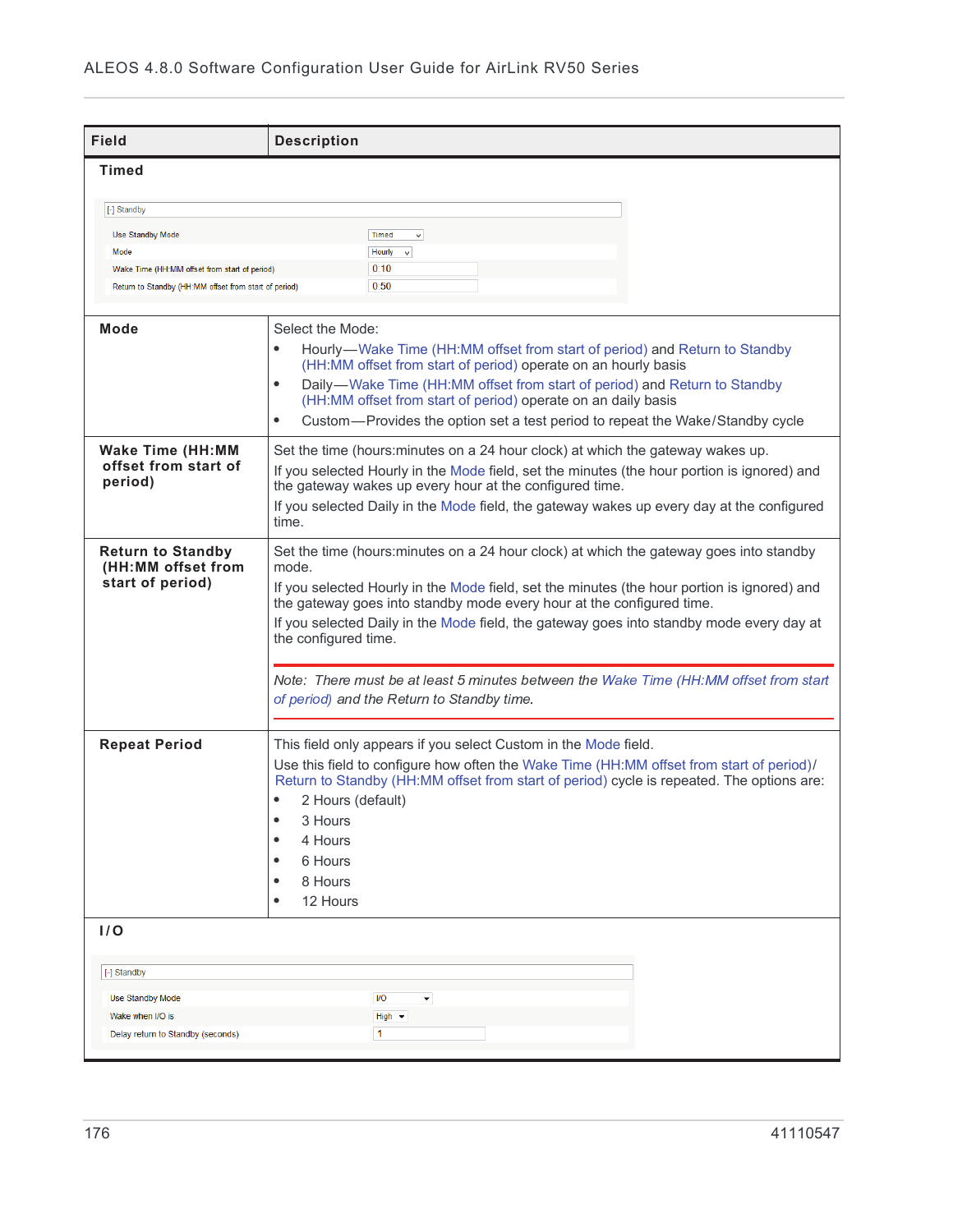| Field | Description |
|---|---|
| **Timed** | |
| [-] Standby<br>Use Standby Mode: Timed<br>Mode: Hourly<br>Wake Time (HH:MM offset from start of period): 0:10<br>Return to Standby (HH:MM offset from start of period): 0:50 | |
| **Mode** | Select the Mode:<br>• Hourly—Wake Time (HH:MM offset from start of period) and Return to Standby (HH:MM offset from start of period) operate on an hourly basis<br>• Daily—Wake Time (HH:MM offset from start of period) and Return to Standby (HH:MM offset from start of period) operate on an daily basis<br>• Custom—Provides the option set a test period to repeat the Wake/Standby cycle |
| **Wake Time (HH:MM offset from start of period)** | Set the time (hours:minutes on a 24 hour clock) at which the gateway wakes up.<br>If you selected Hourly in the Mode field, set the minutes (the hour portion is ignored) and the gateway wakes up every hour at the configured time.<br>If you selected Daily in the Mode field, the gateway wakes up every day at the configured time. |
| **Return to Standby (HH:MM offset from start of period)** | Set the time (hours:minutes on a 24 hour clock) at which the gateway goes into standby mode.<br>If you selected Hourly in the Mode field, set the minutes (the hour portion is ignored) and the gateway goes into standby mode every hour at the configured time.<br>If you selected Daily in the Mode field, the gateway goes into standby mode every day at the configured time.<br>*Note: There must be at least 5 minutes between the Wake Time (HH:MM offset from start of period) and the Return to Standby time.* |
| **Repeat Period** | This field only appears if you select Custom in the Mode field.<br>Use this field to configure how often the Wake Time (HH:MM offset from start of period)/ Return to Standby (HH:MM offset from start of period) cycle is repeated. The options are:<br>• 2 Hours (default)<br>• 3 Hours<br>• 4 Hours<br>• 6 Hours<br>• 8 Hours<br>• 12 Hours |
| **I/O** | |
| [-] Standby<br>Use Standby Mode: I/O<br>Wake when I/O is: High<br>Delay return to Standby (seconds): 1 | |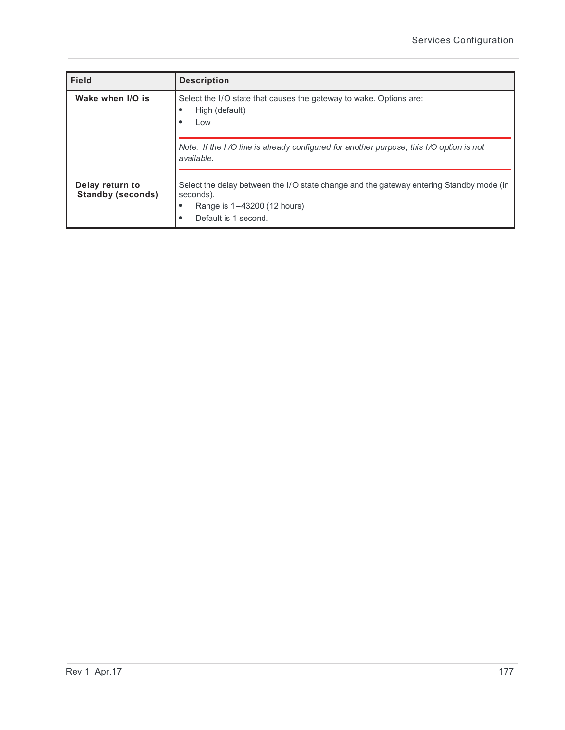| Field | Description |
|---|---|
| **Wake when I/O is** | Select the I/O state that causes the gateway to wake. Options are:<br>• High (default)<br>• Low<br><br>*Note: If the I /O line is already configured for another purpose, this I/O option is not available.* |
| **Delay return to Standby (seconds)** | Select the delay between the I/O state change and the gateway entering Standby mode (in seconds).<br>• Range is 1–43200 (12 hours)<br>• Default is 1 second. |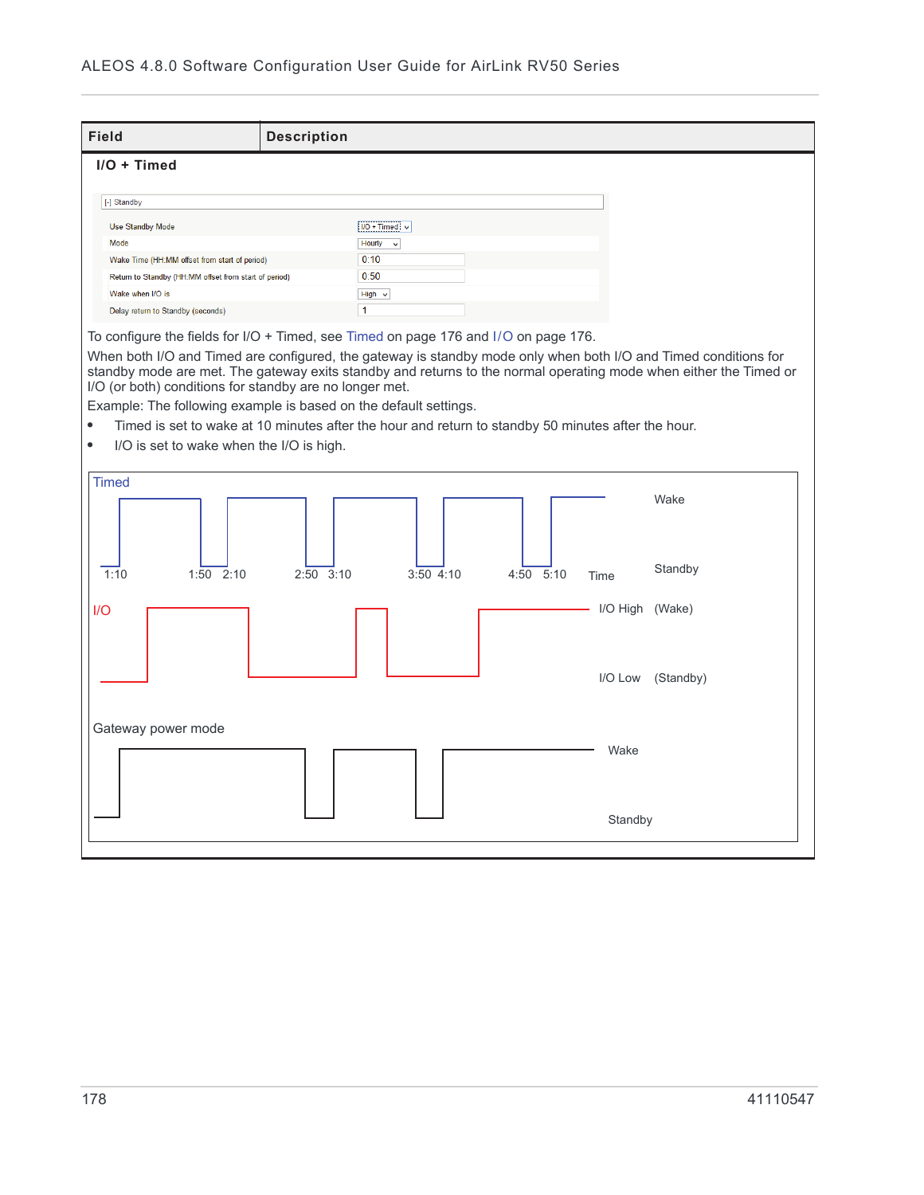| Field | Description |
|---|---|
| **I/O + Timed** | |

[-] Standby

| | |
|---|---|
| Use Standby Mode | I/O + Timed |
| Mode | Hourly |
| Wake Time (HH:MM offset from start of period) | 0:10 |
| Return to Standby (HH:MM offset from start of period) | 0:50 |
| Wake when I/O is | High |
| Delay return to Standby (seconds) | 1 |

To configure the fields for I/O + Timed, see Timed on page 176 and I/O on page 176.

When both I/O and Timed are configured, the gateway is standby mode only when both I/O and Timed conditions for standby mode are met. The gateway exits standby and returns to the normal operating mode when either the Timed or I/O (or both) conditions for standby are no longer met.

Example: The following example is based on the default settings.

- Timed is set to wake at 10 minutes after the hour and return to standby 50 minutes after the hour.
- I/O is set to wake when the I/O is high.

Timed — Wake / Standby; Time: 1:10, 1:50, 2:10, 2:50, 3:10, 3:50, 4:10, 4:50, 5:10

I/O — I/O High (Wake); I/O Low (Standby)

Gateway power mode — Wake; Standby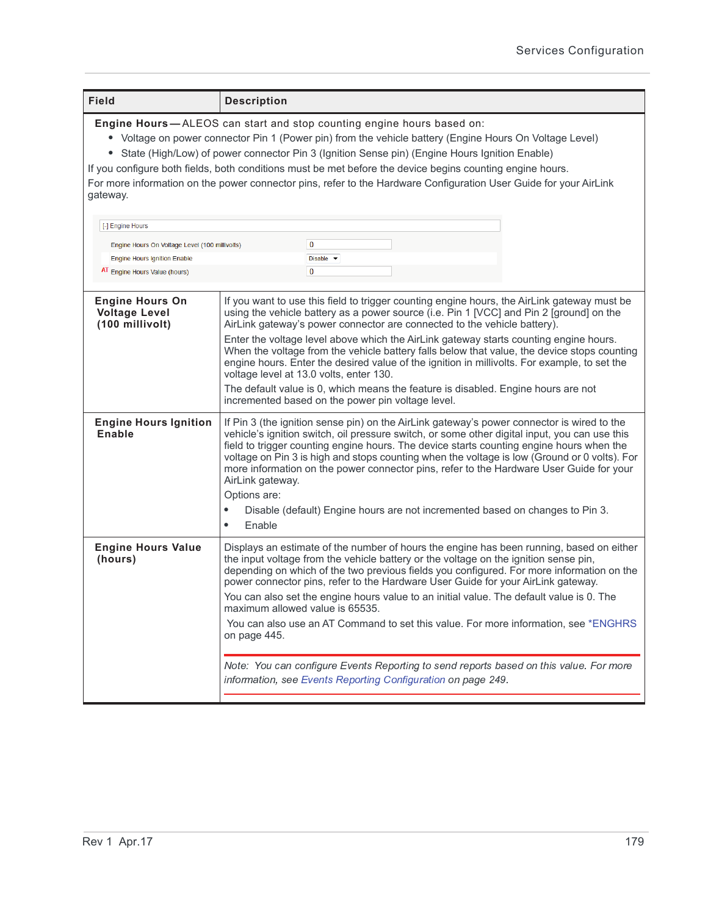| Field | Description |
|---|---|
| **Engine Hours**—ALEOS can start and stop counting engine hours based on: <br>• Voltage on power connector Pin 1 (Power pin) from the vehicle battery (Engine Hours On Voltage Level) <br>• State (High/Low) of power connector Pin 3 (Ignition Sense pin) (Engine Hours Ignition Enable) <br>If you configure both fields, both conditions must be met before the device begins counting engine hours. <br>For more information on the power connector pins, refer to the Hardware Configuration User Guide for your AirLink gateway. <br><br>[-] Engine Hours <br>Engine Hours On Voltage Level (100 millivolts): 0 <br>Engine Hours Ignition Enable: Disable <br>AT Engine Hours Value (hours): 0 | |
| **Engine Hours On Voltage Level (100 millivolt)** | If you want to use this field to trigger counting engine hours, the AirLink gateway must be using the vehicle battery as a power source (i.e. Pin 1 [VCC] and Pin 2 [ground] on the AirLink gateway's power connector are connected to the vehicle battery). <br>Enter the voltage level above which the AirLink gateway starts counting engine hours. When the voltage from the vehicle battery falls below that value, the device stops counting engine hours. Enter the desired value of the ignition in millivolts. For example, to set the voltage level at 13.0 volts, enter 130. <br>The default value is 0, which means the feature is disabled. Engine hours are not incremented based on the power pin voltage level. |
| **Engine Hours Ignition Enable** | If Pin 3 (the ignition sense pin) on the AirLink gateway's power connector is wired to the vehicle's ignition switch, oil pressure switch, or some other digital input, you can use this field to trigger counting engine hours. The device starts counting engine hours when the voltage on Pin 3 is high and stops counting when the voltage is low (Ground or 0 volts). For more information on the power connector pins, refer to the Hardware User Guide for your AirLink gateway. <br>Options are: <br>• Disable (default) Engine hours are not incremented based on changes to Pin 3. <br>• Enable |
| **Engine Hours Value (hours)** | Displays an estimate of the number of hours the engine has been running, based on either the input voltage from the vehicle battery or the voltage on the ignition sense pin, depending on which of the two previous fields you configured. For more information on the power connector pins, refer to the Hardware User Guide for your AirLink gateway. <br>You can also set the engine hours value to an initial value. The default value is 0. The maximum allowed value is 65535. <br>You can also use an AT Command to set this value. For more information, see *ENGHRS on page 445. <br><br>*Note: You can configure Events Reporting to send reports based on this value. For more information, see Events Reporting Configuration on page 249.* |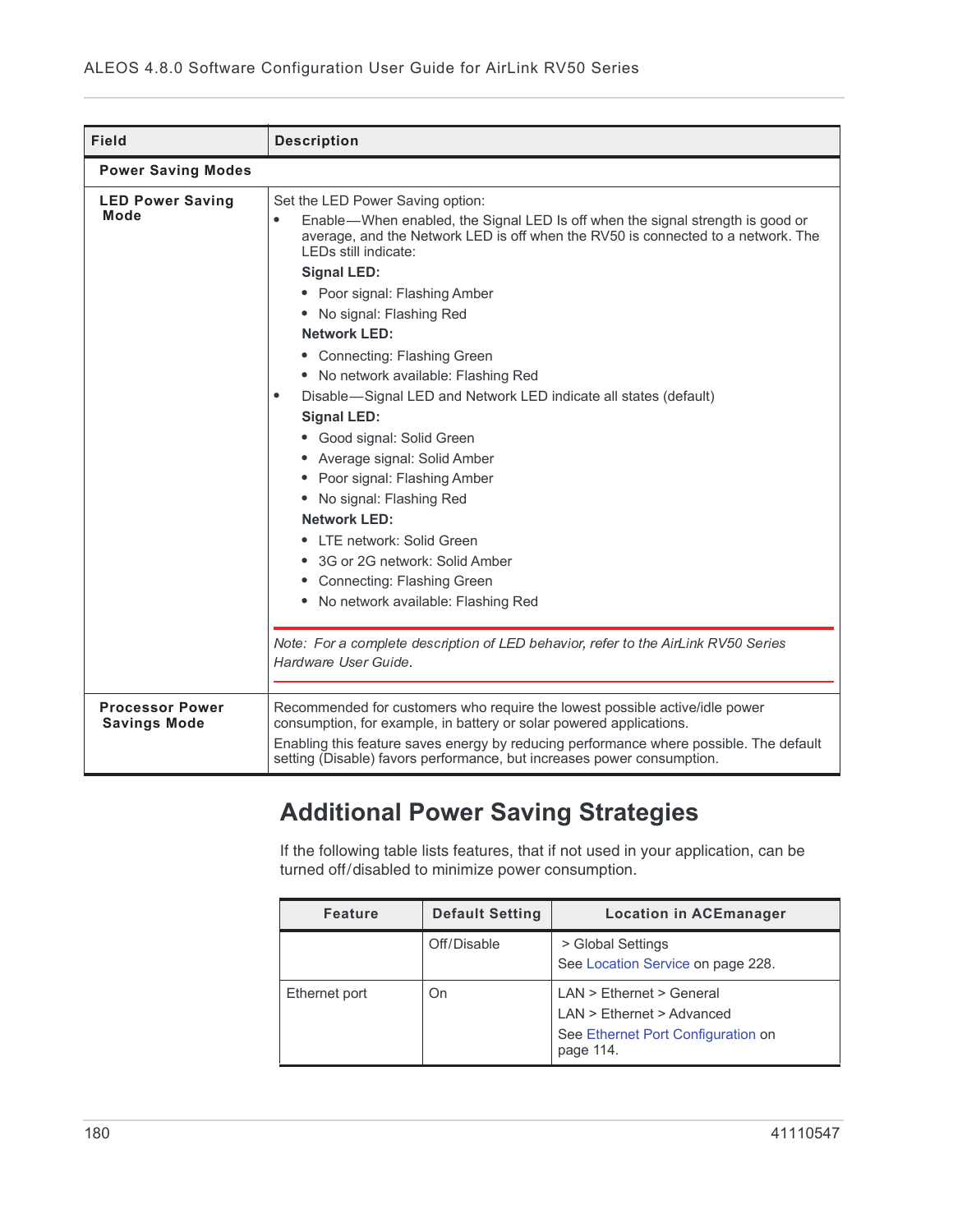| Field | Description |
|---|---|
| **Power Saving Modes** | |
| **LED Power Saving Mode** | Set the LED Power Saving option:<br>• Enable—When enabled, the Signal LED Is off when the signal strength is good or average, and the Network LED is off when the RV50 is connected to a network. The LEDs still indicate:<br>**Signal LED:**<br>• Poor signal: Flashing Amber<br>• No signal: Flashing Red<br>**Network LED:**<br>• Connecting: Flashing Green<br>• No network available: Flashing Red<br>• Disable—Signal LED and Network LED indicate all states (default)<br>**Signal LED:**<br>• Good signal: Solid Green<br>• Average signal: Solid Amber<br>• Poor signal: Flashing Amber<br>• No signal: Flashing Red<br>**Network LED:**<br>• LTE network: Solid Green<br>• 3G or 2G network: Solid Amber<br>• Connecting: Flashing Green<br>• No network available: Flashing Red<br>*Note: For a complete description of LED behavior, refer to the AirLink RV50 Series Hardware User Guide.* |
| **Processor Power Savings Mode** | Recommended for customers who require the lowest possible active/idle power consumption, for example, in battery or solar powered applications.<br>Enabling this feature saves energy by reducing performance where possible. The default setting (Disable) favors performance, but increases power consumption. |

## Additional Power Saving Strategies

If the following table lists features, that if not used in your application, can be turned off/disabled to minimize power consumption.

| Feature | Default Setting | Location in ACEmanager |
|---|---|---|
| | Off/Disable | > Global Settings<br>See Location Service on page 228. |
| Ethernet port | On | LAN > Ethernet > General<br>LAN > Ethernet > Advanced<br>See Ethernet Port Configuration on page 114. |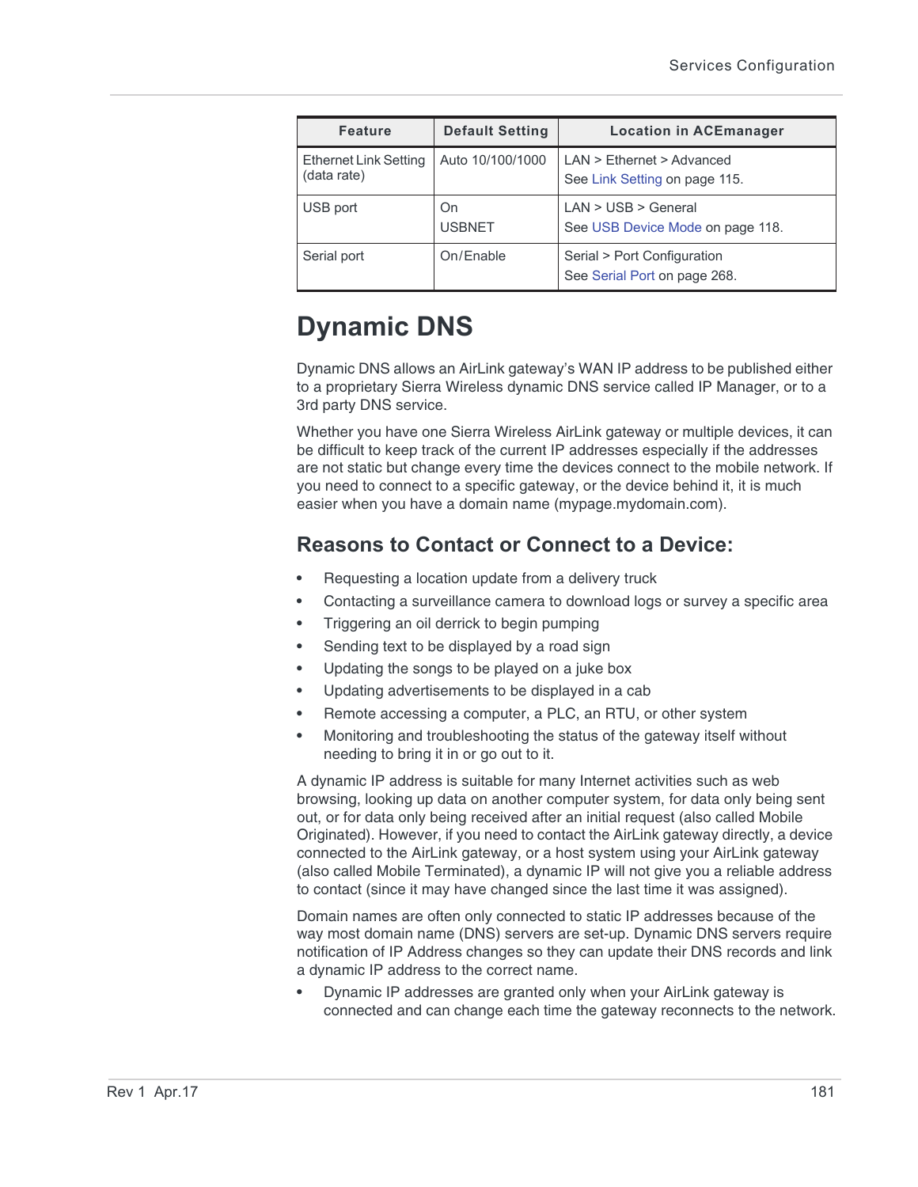| Feature | Default Setting | Location in ACEmanager |
|---|---|---|
| Ethernet Link Setting (data rate) | Auto 10/100/1000 | LAN > Ethernet > Advanced<br>See Link Setting on page 115. |
| USB port | On<br>USBNET | LAN > USB > General<br>See USB Device Mode on page 118. |
| Serial port | On/Enable | Serial > Port Configuration<br>See Serial Port on page 268. |

# Dynamic DNS

Dynamic DNS allows an AirLink gateway's WAN IP address to be published either to a proprietary Sierra Wireless dynamic DNS service called IP Manager, or to a 3rd party DNS service.

Whether you have one Sierra Wireless AirLink gateway or multiple devices, it can be difficult to keep track of the current IP addresses especially if the addresses are not static but change every time the devices connect to the mobile network. If you need to connect to a specific gateway, or the device behind it, it is much easier when you have a domain name (mypage.mydomain.com).

## Reasons to Contact or Connect to a Device:

- Requesting a location update from a delivery truck
- Contacting a surveillance camera to download logs or survey a specific area
- Triggering an oil derrick to begin pumping
- Sending text to be displayed by a road sign
- Updating the songs to be played on a juke box
- Updating advertisements to be displayed in a cab
- Remote accessing a computer, a PLC, an RTU, or other system
- Monitoring and troubleshooting the status of the gateway itself without needing to bring it in or go out to it.

A dynamic IP address is suitable for many Internet activities such as web browsing, looking up data on another computer system, for data only being sent out, or for data only being received after an initial request (also called Mobile Originated). However, if you need to contact the AirLink gateway directly, a device connected to the AirLink gateway, or a host system using your AirLink gateway (also called Mobile Terminated), a dynamic IP will not give you a reliable address to contact (since it may have changed since the last time it was assigned).

Domain names are often only connected to static IP addresses because of the way most domain name (DNS) servers are set-up. Dynamic DNS servers require notification of IP Address changes so they can update their DNS records and link a dynamic IP address to the correct name.

- Dynamic IP addresses are granted only when your AirLink gateway is connected and can change each time the gateway reconnects to the network.